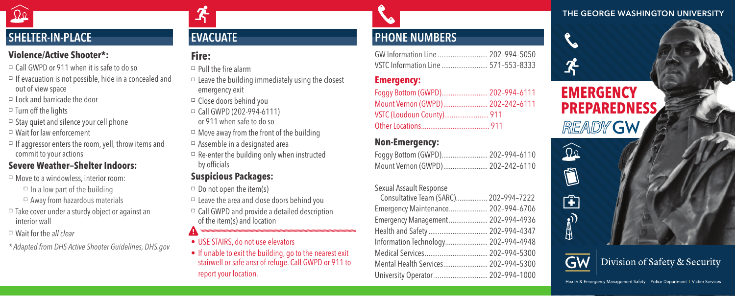## SHELTER-IN-PLACE

### Violence/Active Shooter*:

- Call GWPD or 911 when it is safe to do so
- If evacuation is not possible, hide in a concealed and out of view space
- Lock and barricade the door
- Turn off the lights
- Stay quiet and silence your cell phone
- Wait for law enforcement
- If aggressor enters the room, yell, throw items and commit to your actions

### Severe Weather–Shelter Indoors:

- Move to a windowless, interior room:
  - In a low part of the building
  - Away from hazardous materials
- Take cover under a sturdy object or against an interior wall
- Wait for the *all clear*

*\*Adapted from DHS Active Shooter Guidelines, DHS.gov*

## EVACUATE

### Fire:

- Pull the fire alarm
- Leave the building immediately using the closest emergency exit
- Close doors behind you
- Call GWPD (202-994-6111) or 911 when safe to do so
- Move away from the front of the building
- Assemble in a designated area
- Re-enter the building only when instructed by officials

### Suspicious Packages:

- Do not open the item(s)
- Leave the area and close doors behind you
- Call GWPD and provide a detailed description of the item(s) and location

- USE STAIRS, do not use elevators
- If unable to exit the building, go to the nearest exit stairwell or safe area of refuge. Call GWPD or 911 to report your location.

## PHONE NUMBERS

| | |
|---|---|
| GW Information Line | 202–994–5050 |
| VSTC Information Line | 571–553–8333 |

### Emergency:

| | |
|---|---|
| Foggy Bottom (GWPD) | 202–994–6111 |
| Mount Vernon (GWPD) | 202–242–6111 |
| VSTC (Loudoun County) | 911 |
| Other Locations | 911 |

### Non-Emergency:

| | |
|---|---|
| Foggy Bottom (GWPD) | 202–994–6110 |
| Mount Vernon (GWPD) | 202–242–6110 |

| | |
|---|---|
| Sexual Assault Response Consultative Team (SARC) | 202–994–7222 |
| Emergency Maintenance | 202–994–6706 |
| Emergency Management | 202–994–4936 |
| Health and Safety | 202–994–4347 |
| Information Technology | 202–994–4948 |
| Medical Services | 202–994–5300 |
| Mental Health Services | 202–994–5300 |
| University Operator | 202–994–1000 |

THE GEORGE WASHINGTON UNIVERSITY

# EMERGENCY PREPAREDNESS

*READY* GW

GW | Division of Safety & Security

Health & Emergency Management Safety | Police Department | Victim Services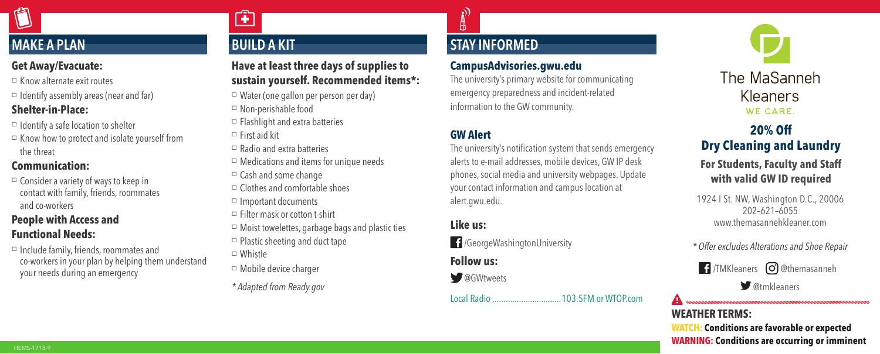## MAKE A PLAN

### Get Away/Evacuate:

- Know alternate exit routes
- Identify assembly areas (near and far)

### Shelter-in-Place:

- Identify a safe location to shelter
- Know how to protect and isolate yourself from the threat

### Communication:

- Consider a variety of ways to keep in contact with family, friends, roommates and co-workers

### People with Access and Functional Needs:

- Include family, friends, roommates and co-workers in your plan by helping them understand your needs during an emergency

## BUILD A KIT

### Have at least three days of supplies to sustain yourself. Recommended items*:

- Water (one gallon per person per day)
- Non-perishable food
- Flashlight and extra batteries
- First aid kit
- Radio and extra batteries
- Medications and items for unique needs
- Cash and some change
- Clothes and comfortable shoes
- Important documents
- Filter mask or cotton t-shirt
- Moist towelettes, garbage bags and plastic ties
- Plastic sheeting and duct tape
- Whistle
- Mobile device charger

*\* Adapted from Ready.gov*

## STAY INFORMED

### CampusAdvisories.gwu.edu

The university's primary website for communicating emergency preparedness and incident-related information to the GW community.

### GW Alert

The university's notification system that sends emergency alerts to e-mail addresses, mobile devices, GW IP desk phones, social media and university webpages. Update your contact information and campus location at alert.gwu.edu.

### Like us:

/GeorgeWashingtonUniversity

### Follow us:

@GWtweets

Local Radio ............................... 103.5FM or WTOP.com

The MaSanneh Kleaners

WE CARE.

## 20% Off Dry Cleaning and Laundry

### For Students, Faculty and Staff with valid GW ID required

1924 I St. NW, Washington D.C., 20006
202–621–6055
www.themasannehkleaner.com

*\* Offer excludes Alterations and Shoe Repair*

/TMKleaners @themasanneh

@tmkleaners

### WEATHER TERMS:

**WATCH: Conditions are favorable or expected**
**WARNING: Conditions are occurring or imminent**

HEMS-1718-9